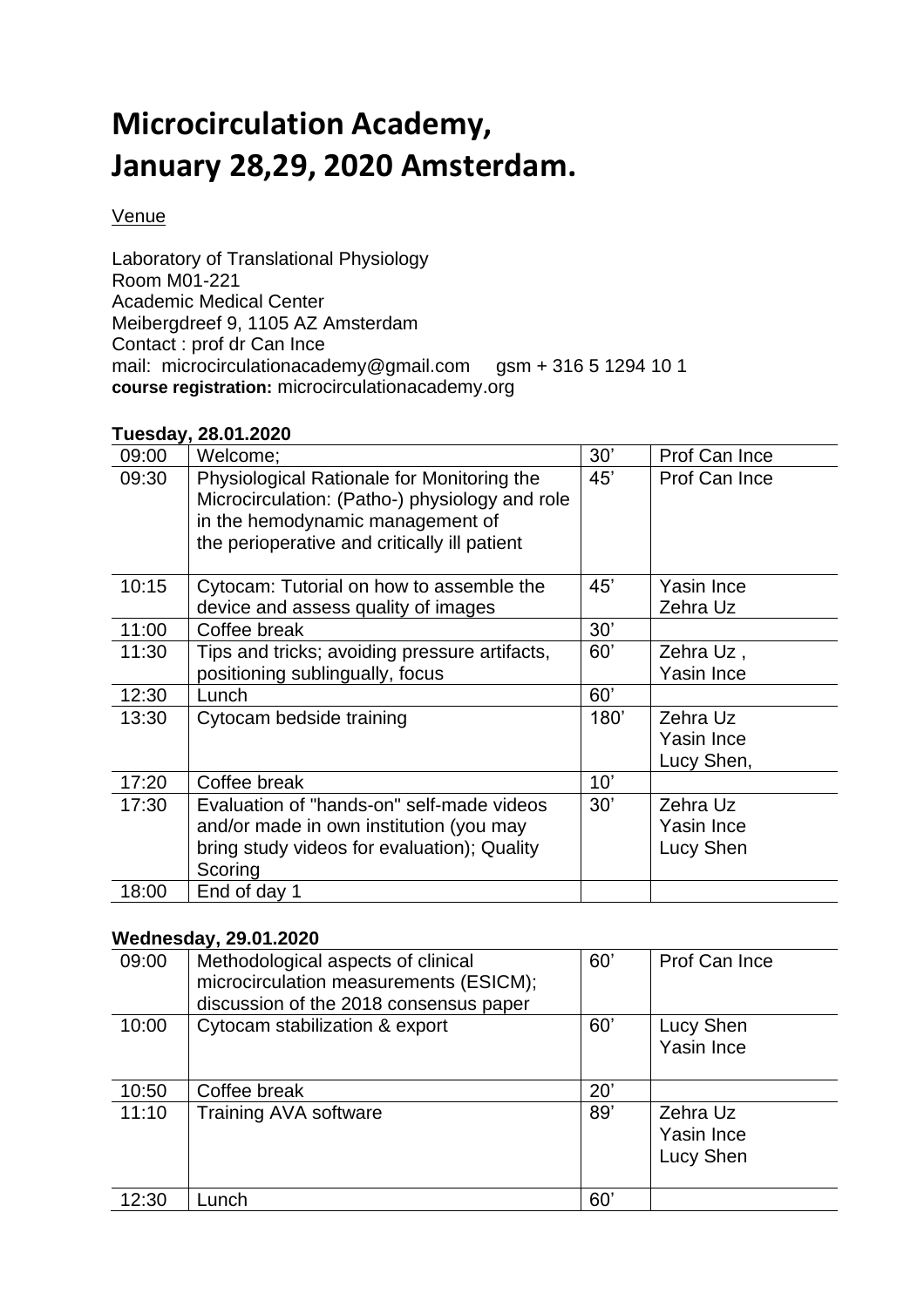# Microcirculation Academy,
# January 28,29, 2020 Amsterdam.

Venue

Laboratory of Translational Physiology
Room M01-221
Academic Medical Center
Meibergdreef 9, 1105 AZ Amsterdam
Contact : prof dr Can Ince
mail: microcirculationacademy@gmail.com gsm + 316 5 1294 10 1
**course registration:** microcirculationacademy.org

**Tuesday, 28.01.2020**

| | | | |
|---|---|---|---|
| 09:00 | Welcome; | 30’ | Prof Can Ince |
| 09:30 | Physiological Rationale for Monitoring the Microcirculation: (Patho-) physiology and role in the hemodynamic management of the perioperative and critically ill patient | 45’ | Prof Can Ince |
| 10:15 | Cytocam: Tutorial on how to assemble the device and assess quality of images | 45’ | Yasin Ince<br>Zehra Uz |
| 11:00 | Coffee break | 30’ | |
| 11:30 | Tips and tricks; avoiding pressure artifacts, positioning sublingually, focus | 60’ | Zehra Uz ,<br>Yasin Ince |
| 12:30 | Lunch | 60’ | |
| 13:30 | Cytocam bedside training | 180’ | Zehra Uz<br>Yasin Ince<br>Lucy Shen, |
| 17:20 | Coffee break | 10’ | |
| 17:30 | Evaluation of "hands-on" self-made videos and/or made in own institution (you may bring study videos for evaluation); Quality Scoring | 30’ | Zehra Uz<br>Yasin Ince<br>Lucy Shen |
| 18:00 | End of day 1 | | |

**Wednesday, 29.01.2020**

| | | | |
|---|---|---|---|
| 09:00 | Methodological aspects of clinical microcirculation measurements (ESICM); discussion of the 2018 consensus paper | 60’ | Prof Can Ince |
| 10:00 | Cytocam stabilization & export | 60’ | Lucy Shen<br>Yasin Ince |
| 10:50 | Coffee break | 20’ | |
| 11:10 | Training AVA software | 89’ | Zehra Uz<br>Yasin Ince<br>Lucy Shen |
| 12:30 | Lunch | 60’ | |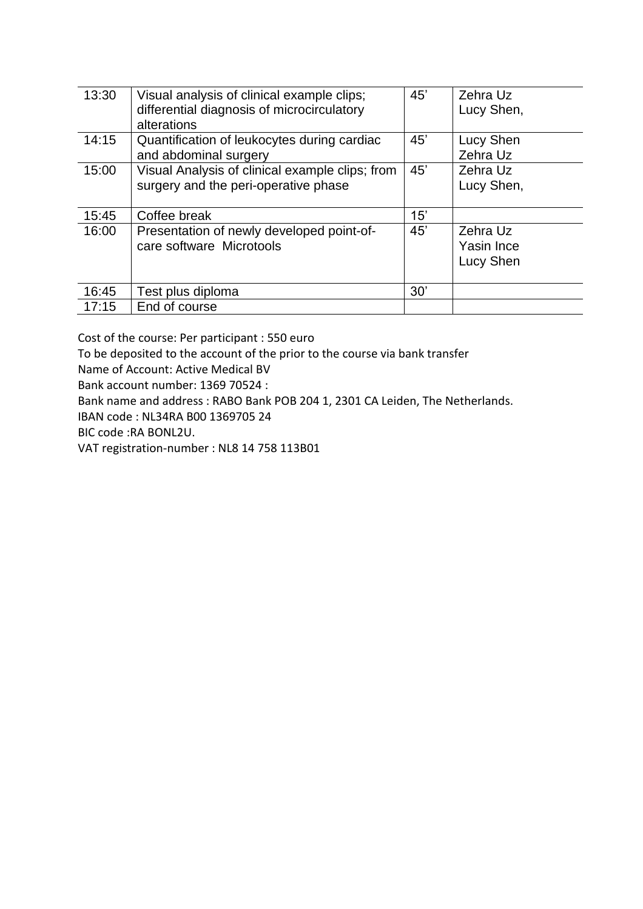| | | | |
|---|---|---|---|
| 13:30 | Visual analysis of clinical example clips; differential diagnosis of microcirculatory alterations | 45' | Zehra Uz<br>Lucy Shen, |
| 14:15 | Quantification of leukocytes during cardiac and abdominal surgery | 45' | Lucy Shen<br>Zehra Uz |
| 15:00 | Visual Analysis of clinical example clips; from surgery and the peri-operative phase | 45' | Zehra Uz<br>Lucy Shen, |
| 15:45 | Coffee break | 15' | |
| 16:00 | Presentation of newly developed point-of-care software Microtools | 45' | Zehra Uz<br>Yasin Ince<br>Lucy Shen |
| 16:45 | Test plus diploma | 30' | |
| 17:15 | End of course | | |

Cost of the course: Per participant : 550 euro

To be deposited to the account of the prior to the course via bank transfer

Name of Account: Active Medical BV

Bank account number: 1369 70524 :

Bank name and address : RABO Bank POB 204 1, 2301 CA Leiden, The Netherlands.

IBAN code : NL34RA B00 1369705 24

BIC code :RA BONL2U.

VAT registration-number : NL8 14 758 113B01